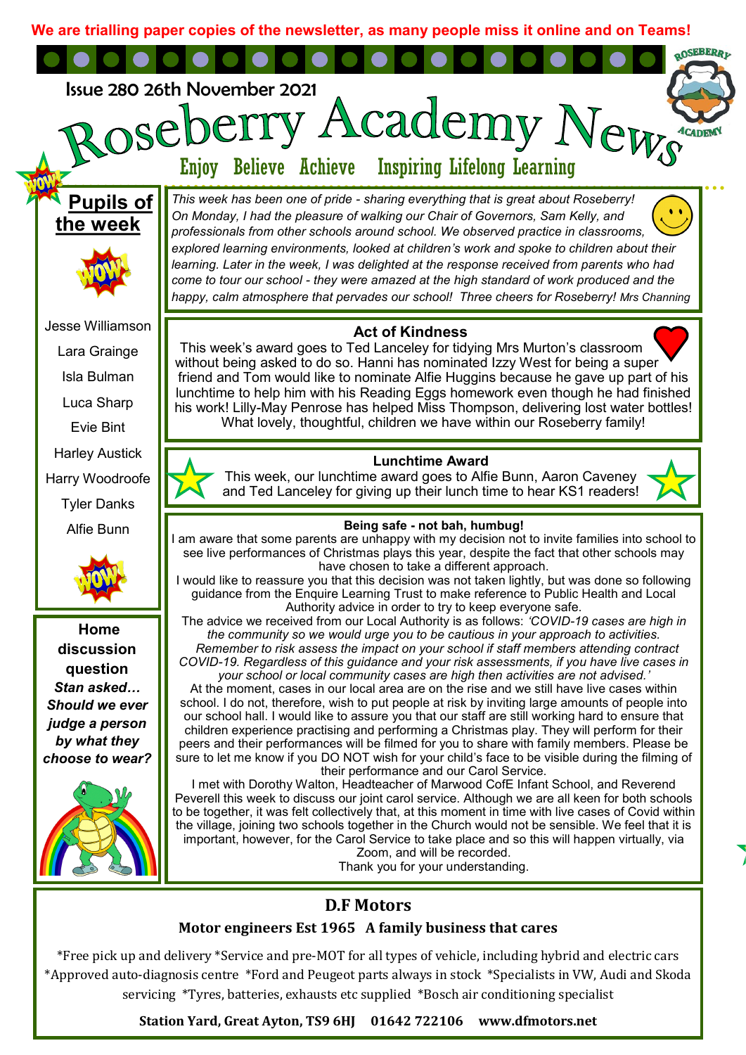We are trialling paper copies of the newsletter, as many people miss it online and on Teams!

Issue 280 26th November 2021

# Roseberry Academy News

Enjoy Believe Achieve Inspiring Lifelong Learning

*This week has been one of pride - sharing everything that is great about Roseberry! On Monday, I had the pleasure of walking our Chair of Governors, Sam Kelly, and professionals from other schools around school. We observed practice in classrooms, explored learning environments, looked at children's work and spoke to children about their learning. Later in the week, I was delighted at the response received from parents who had come to tour our school - they were amazed at the high standard of work produced and the happy, calm atmosphere that pervades our school! Three cheers for Roseberry! Mrs Channing*

## Pupils of the week

- Jesse Williamson
- Lara Grainge
- Isla Bulman
- Luca Sharp
- Evie Bint
- Harley Austick
- Harry Woodroofe
- Tyler Danks
- Alfie Bunn

## Act of Kindness

This week's award goes to Ted Lanceley for tidying Mrs Murton's classroom without being asked to do so. Hanni has nominated Izzy West for being a super friend and Tom would like to nominate Alfie Huggins because he gave up part of his lunchtime to help him with his Reading Eggs homework even though he had finished his work! Lilly-May Penrose has helped Miss Thompson, delivering lost water bottles! What lovely, thoughtful, children we have within our Roseberry family!

## Lunchtime Award

This week, our lunchtime award goes to Alfie Bunn, Aaron Caveney and Ted Lanceley for giving up their lunch time to hear KS1 readers!

## Home discussion question

***Stan asked… Should we ever judge a person by what they choose to wear?***

## Being safe - not bah, humbug!

I am aware that some parents are unhappy with my decision not to invite families into school to see live performances of Christmas plays this year, despite the fact that other schools may have chosen to take a different approach.

I would like to reassure you that this decision was not taken lightly, but was done so following guidance from the Enquire Learning Trust to make reference to Public Health and Local Authority advice in order to try to keep everyone safe.

The advice we received from our Local Authority is as follows: *'COVID-19 cases are high in the community so we would urge you to be cautious in your approach to activities. Remember to risk assess the impact on your school if staff members attending contract COVID-19. Regardless of this guidance and your risk assessments, if you have live cases in your school or local community cases are high then activities are not advised.'*

At the moment, cases in our local area are on the rise and we still have live cases within school. I do not, therefore, wish to put people at risk by inviting large amounts of people into our school hall. I would like to assure you that our staff are still working hard to ensure that children experience practising and performing a Christmas play. They will perform for their peers and their performances will be filmed for you to share with family members. Please be sure to let me know if you DO NOT wish for your child's face to be visible during the filming of their performance and our Carol Service.

I met with Dorothy Walton, Headteacher of Marwood CofE Infant School, and Reverend Peverell this week to discuss our joint carol service. Although we are all keen for both schools to be together, it was felt collectively that, at this moment in time with live cases of Covid within the village, joining two schools together in the Church would not be sensible. We feel that it is important, however, for the Carol Service to take place and so this will happen virtually, via Zoom, and will be recorded.

Thank you for your understanding.

## D.F Motors

**Motor engineers Est 1965 A family business that cares**

*Free pick up and delivery *Service and pre-MOT for all types of vehicle, including hybrid and electric cars *Approved auto-diagnosis centre *Ford and Peugeot parts always in stock *Specialists in VW, Audi and Skoda servicing *Tyres, batteries, exhausts etc supplied *Bosch air conditioning specialist

**Station Yard, Great Ayton, TS9 6HJ 01642 722106 www.dfmotors.net**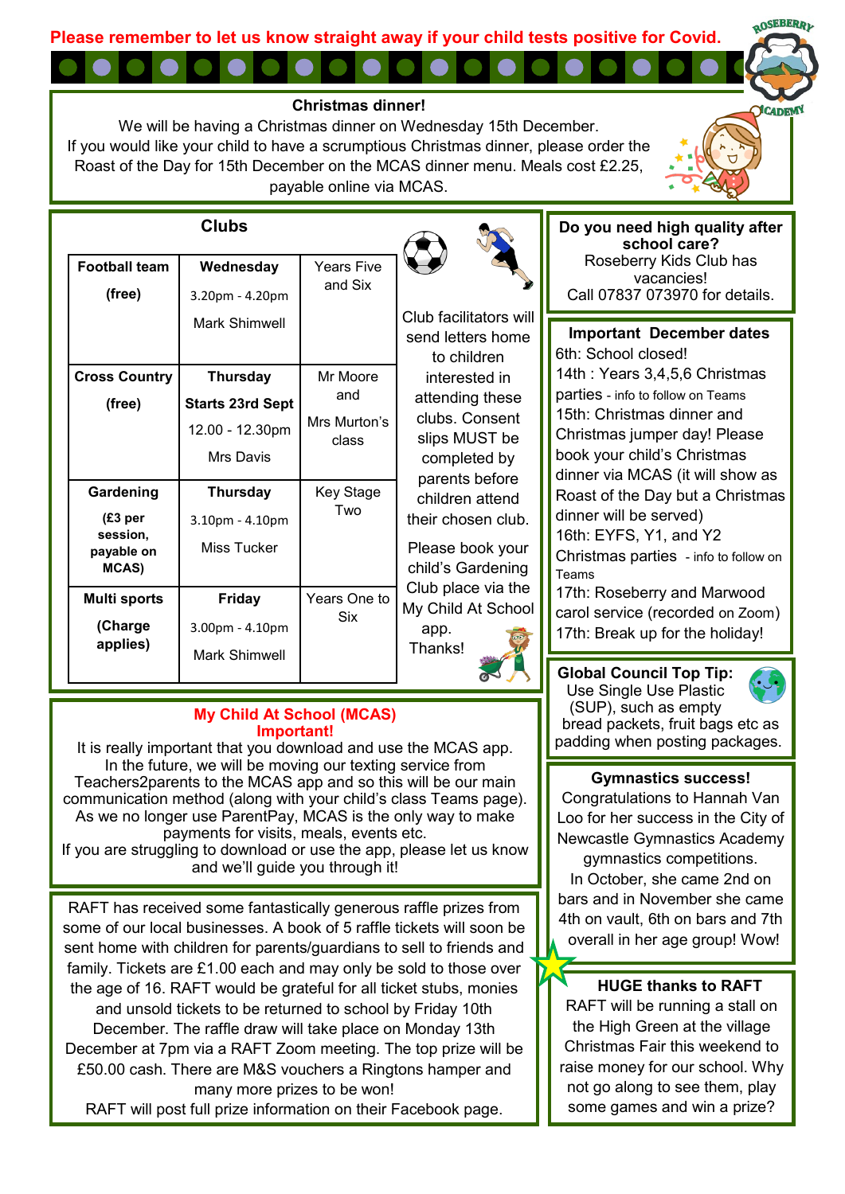**Please remember to let us know straight away if your child tests positive for Covid.**

### Christmas dinner!

We will be having a Christmas dinner on Wednesday 15th December.
If you would like your child to have a scrumptious Christmas dinner, please order the Roast of the Day for 15th December on the MCAS dinner menu. Meals cost £2.25, payable online via MCAS.

### Clubs

| | | |
|---|---|---|
| **Football team** (free) | **Wednesday** 3.20pm - 4.20pm Mark Shimwell | Years Five and Six |
| **Cross Country** (free) | **Thursday Starts 23rd Sept** 12.00 - 12.30pm Mrs Davis | Mr Moore and Mrs Murton's class |
| **Gardening** (£3 per session, payable on MCAS) | **Thursday** 3.10pm - 4.10pm Miss Tucker | Key Stage Two |
| **Multi sports** (Charge applies) | **Friday** 3.00pm - 4.10pm Mark Shimwell | Years One to Six |

Club facilitators will send letters home to children interested in attending these clubs. Consent slips MUST be completed by parents before children attend their chosen club.

Please book your child's Gardening Club place via the My Child At School app. Thanks!

### Do you need high quality after school care?

Roseberry Kids Club has vacancies!
Call 07837 073970 for details.

### Important December dates

6th: School closed!
14th : Years 3,4,5,6 Christmas parties - info to follow on Teams
15th: Christmas dinner and Christmas jumper day! Please book your child's Christmas dinner via MCAS (it will show as Roast of the Day but a Christmas dinner will be served)
16th: EYFS, Y1, and Y2 Christmas parties - info to follow on Teams
17th: Roseberry and Marwood carol service (recorded on Zoom)
17th: Break up for the holiday!

### My Child At School (MCAS)
### Important!

It is really important that you download and use the MCAS app. In the future, we will be moving our texting service from Teachers2parents to the MCAS app and so this will be our main communication method (along with your child's class Teams page). As we no longer use ParentPay, MCAS is the only way to make payments for visits, meals, events etc.
If you are struggling to download or use the app, please let us know and we'll guide you through it!

### Global Council Top Tip:

Use Single Use Plastic (SUP), such as empty bread packets, fruit bags etc as padding when posting packages.

### Gymnastics success!

Congratulations to Hannah Van Loo for her success in the City of Newcastle Gymnastics Academy gymnastics competitions.
In October, she came 2nd on bars and in November she came 4th on vault, 6th on bars and 7th overall in her age group! Wow!

RAFT has received some fantastically generous raffle prizes from some of our local businesses. A book of 5 raffle tickets will soon be sent home with children for parents/guardians to sell to friends and family. Tickets are £1.00 each and may only be sold to those over the age of 16. RAFT would be grateful for all ticket stubs, monies and unsold tickets to be returned to school by Friday 10th December. The raffle draw will take place on Monday 13th December at 7pm via a RAFT Zoom meeting. The top prize will be £50.00 cash. There are M&S vouchers a Ringtons hamper and many more prizes to be won!
RAFT will post full prize information on their Facebook page.

### HUGE thanks to RAFT

RAFT will be running a stall on the High Green at the village Christmas Fair this weekend to raise money for our school. Why not go along to see them, play some games and win a prize?